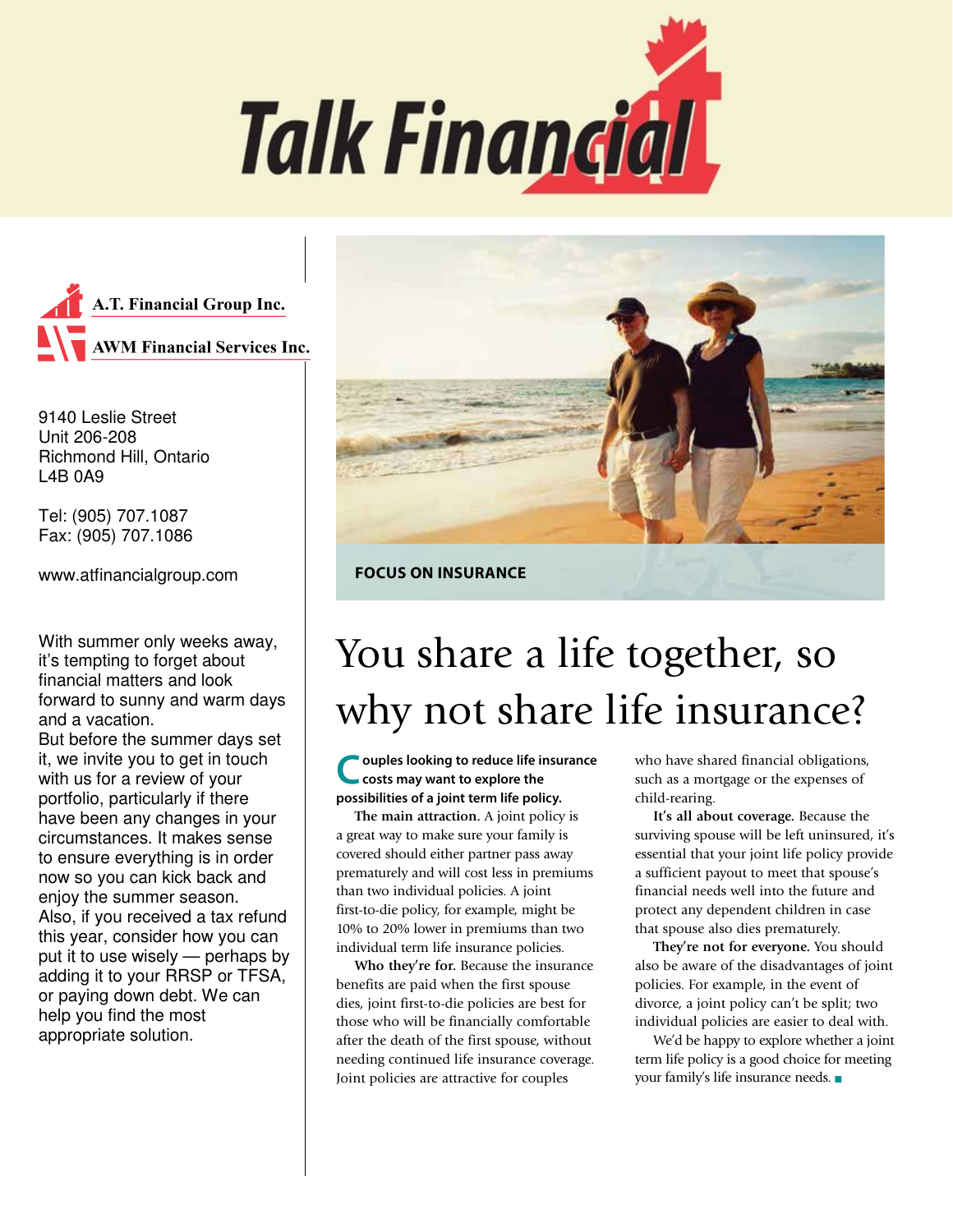# Talk Financial

A.T. Financial Group Inc.

AWM Financial Services Inc.

9140 Leslie Street
Unit 206-208
Richmond Hill, Ontario
L4B 0A9

Tel: (905) 707.1087
Fax: (905) 707.1086

www.atfinancialgroup.com

With summer only weeks away, it's tempting to forget about financial matters and look forward to sunny and warm days and a vacation.
But before the summer days set it, we invite you to get in touch with us for a review of your portfolio, particularly if there have been any changes in your circumstances. It makes sense to ensure everything is in order now so you can kick back and enjoy the summer season.
Also, if you received a tax refund this year, consider how you can put it to use wisely — perhaps by adding it to your RRSP or TFSA, or paying down debt. We can help you find the most appropriate solution.

**FOCUS ON INSURANCE**

## You share a life together, so why not share life insurance?

**Couples looking to reduce life insurance costs may want to explore the possibilities of a joint term life policy.**

**The main attraction.** A joint policy is a great way to make sure your family is covered should either partner pass away prematurely and will cost less in premiums than two individual policies. A joint first-to-die policy, for example, might be 10% to 20% lower in premiums than two individual term life insurance policies.

**Who they're for.** Because the insurance benefits are paid when the first spouse dies, joint first-to-die policies are best for those who will be financially comfortable after the death of the first spouse, without needing continued life insurance coverage. Joint policies are attractive for couples who have shared financial obligations, such as a mortgage or the expenses of child-rearing.

**It's all about coverage.** Because the surviving spouse will be left uninsured, it's essential that your joint life policy provide a sufficient payout to meet that spouse's financial needs well into the future and protect any dependent children in case that spouse also dies prematurely.

**They're not for everyone.** You should also be aware of the disadvantages of joint policies. For example, in the event of divorce, a joint policy can't be split; two individual policies are easier to deal with.

We'd be happy to explore whether a joint term life policy is a good choice for meeting your family's life insurance needs. ■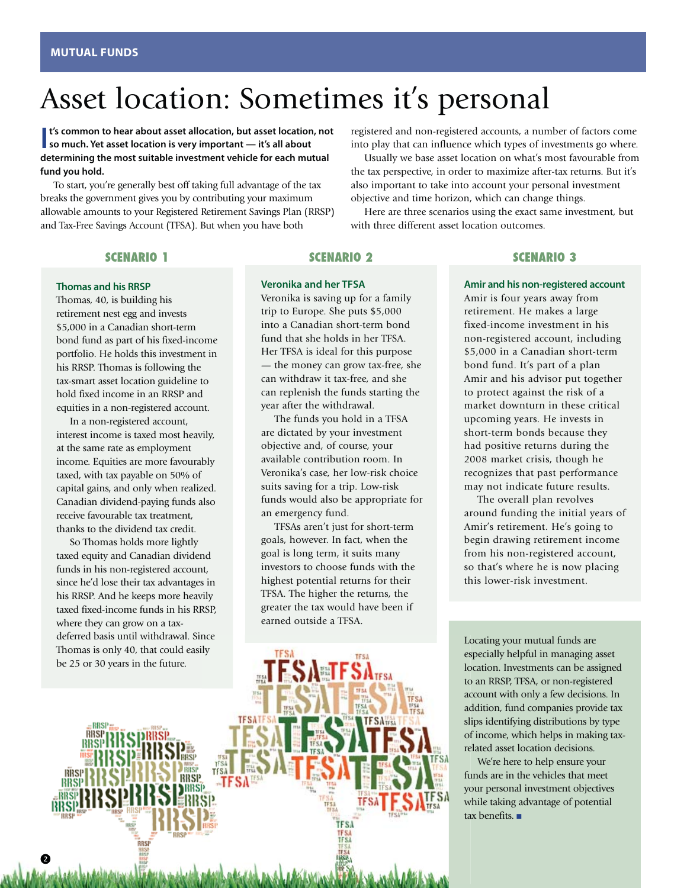MUTUAL FUNDS

# Asset location: Sometimes it's personal

**It's common to hear about asset allocation, but asset location, not so much. Yet asset location is very important — it's all about determining the most suitable investment vehicle for each mutual fund you hold.**

To start, you're generally best off taking full advantage of the tax breaks the government gives you by contributing your maximum allowable amounts to your Registered Retirement Savings Plan (RRSP) and Tax-Free Savings Account (TFSA). But when you have both registered and non-registered accounts, a number of factors come into play that can influence which types of investments go where.

Usually we base asset location on what's most favourable from the tax perspective, in order to maximize after-tax returns. But it's also important to take into account your personal investment objective and time horizon, which can change things.

Here are three scenarios using the exact same investment, but with three different asset location outcomes.

## SCENARIO 1

### Thomas and his RRSP

Thomas, 40, is building his retirement nest egg and invests $5,000 in a Canadian short-term bond fund as part of his fixed-income portfolio. He holds this investment in his RRSP. Thomas is following the tax-smart asset location guideline to hold fixed income in an RRSP and equities in a non-registered account.

In a non-registered account, interest income is taxed most heavily, at the same rate as employment income. Equities are more favourably taxed, with tax payable on 50% of capital gains, and only when realized. Canadian dividend-paying funds also receive favourable tax treatment, thanks to the dividend tax credit.

So Thomas holds more lightly taxed equity and Canadian dividend funds in his non-registered account, since he'd lose their tax advantages in his RRSP. And he keeps more heavily taxed fixed-income funds in his RRSP, where they can grow on a tax-deferred basis until withdrawal. Since Thomas is only 40, that could easily be 25 or 30 years in the future.

## SCENARIO 2

### Veronika and her TFSA

Veronika is saving up for a family trip to Europe. She puts $5,000 into a Canadian short-term bond fund that she holds in her TFSA. Her TFSA is ideal for this purpose — the money can grow tax-free, she can withdraw it tax-free, and she can replenish the funds starting the year after the withdrawal.

The funds you hold in a TFSA are dictated by your investment objective and, of course, your available contribution room. In Veronika's case, her low-risk choice suits saving for a trip. Low-risk funds would also be appropriate for an emergency fund.

TFSAs aren't just for short-term goals, however. In fact, when the goal is long term, it suits many investors to choose funds with the highest potential returns for their TFSA. The higher the returns, the greater the tax would have been if earned outside a TFSA.

## SCENARIO 3

### Amir and his non-registered account

Amir is four years away from retirement. He makes a large fixed-income investment in his non-registered account, including $5,000 in a Canadian short-term bond fund. It's part of a plan Amir and his advisor put together to protect against the risk of a market downturn in these critical upcoming years. He invests in short-term bonds because they had positive returns during the 2008 market crisis, though he recognizes that past performance may not indicate future results.

The overall plan revolves around funding the initial years of Amir's retirement. He's going to begin drawing retirement income from his non-registered account, so that's where he is now placing this lower-risk investment.

Locating your mutual funds are especially helpful in managing asset location. Investments can be assigned to an RRSP, TFSA, or non-registered account with only a few decisions. In addition, fund companies provide tax slips identifying distributions by type of income, which helps in making tax-related asset location decisions.

We're here to help ensure your funds are in the vehicles that meet your personal investment objectives while taking advantage of potential tax benefits. ■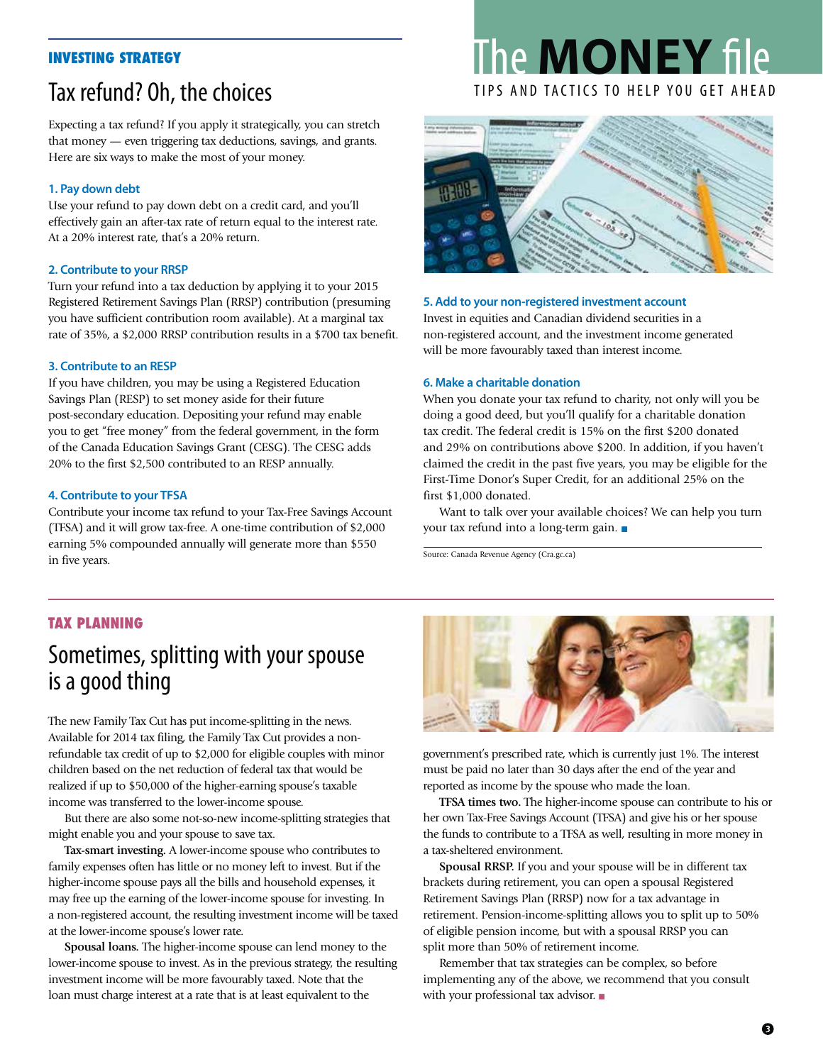# The MONEY file

TIPS AND TACTICS TO HELP YOU GET AHEAD

## INVESTING STRATEGY

## Tax refund? Oh, the choices

Expecting a tax refund? If you apply it strategically, you can stretch that money — even triggering tax deductions, savings, and grants. Here are six ways to make the most of your money.

### 1. Pay down debt

Use your refund to pay down debt on a credit card, and you'll effectively gain an after-tax rate of return equal to the interest rate. At a 20% interest rate, that's a 20% return.

### 2. Contribute to your RRSP

Turn your refund into a tax deduction by applying it to your 2015 Registered Retirement Savings Plan (RRSP) contribution (presuming you have sufficient contribution room available). At a marginal tax rate of 35%, a $2,000 RRSP contribution results in a $700 tax benefit.

### 3. Contribute to an RESP

If you have children, you may be using a Registered Education Savings Plan (RESP) to set money aside for their future post-secondary education. Depositing your refund may enable you to get "free money" from the federal government, in the form of the Canada Education Savings Grant (CESG). The CESG adds 20% to the first $2,500 contributed to an RESP annually.

### 4. Contribute to your TFSA

Contribute your income tax refund to your Tax-Free Savings Account (TFSA) and it will grow tax-free. A one-time contribution of $2,000 earning 5% compounded annually will generate more than $550 in five years.

### 5. Add to your non-registered investment account

Invest in equities and Canadian dividend securities in a non-registered account, and the investment income generated will be more favourably taxed than interest income.

### 6. Make a charitable donation

When you donate your tax refund to charity, not only will you be doing a good deed, but you'll qualify for a charitable donation tax credit. The federal credit is 15% on the first $200 donated and 29% on contributions above $200. In addition, if you haven't claimed the credit in the past five years, you may be eligible for the First-Time Donor's Super Credit, for an additional 25% on the first $1,000 donated.

Want to talk over your available choices? We can help you turn your tax refund into a long-term gain. ■

Source: Canada Revenue Agency (Cra.gc.ca)

## TAX PLANNING

## Sometimes, splitting with your spouse is a good thing

The new Family Tax Cut has put income-splitting in the news. Available for 2014 tax filing, the Family Tax Cut provides a non-refundable tax credit of up to $2,000 for eligible couples with minor children based on the net reduction of federal tax that would be realized if up to $50,000 of the higher-earning spouse's taxable income was transferred to the lower-income spouse.

But there are also some not-so-new income-splitting strategies that might enable you and your spouse to save tax.

**Tax-smart investing.** A lower-income spouse who contributes to family expenses often has little or no money left to invest. But if the higher-income spouse pays all the bills and household expenses, it may free up the earning of the lower-income spouse for investing. In a non-registered account, the resulting investment income will be taxed at the lower-income spouse's lower rate.

**Spousal loans.** The higher-income spouse can lend money to the lower-income spouse to invest. As in the previous strategy, the resulting investment income will be more favourably taxed. Note that the loan must charge interest at a rate that is at least equivalent to the government's prescribed rate, which is currently just 1%. The interest must be paid no later than 30 days after the end of the year and reported as income by the spouse who made the loan.

**TFSA times two.** The higher-income spouse can contribute to his or her own Tax-Free Savings Account (TFSA) and give his or her spouse the funds to contribute to a TFSA as well, resulting in more money in a tax-sheltered environment.

**Spousal RRSP.** If you and your spouse will be in different tax brackets during retirement, you can open a spousal Registered Retirement Savings Plan (RRSP) now for a tax advantage in retirement. Pension-income-splitting allows you to split up to 50% of eligible pension income, but with a spousal RRSP you can split more than 50% of retirement income.

Remember that tax strategies can be complex, so before implementing any of the above, we recommend that you consult with your professional tax advisor. ■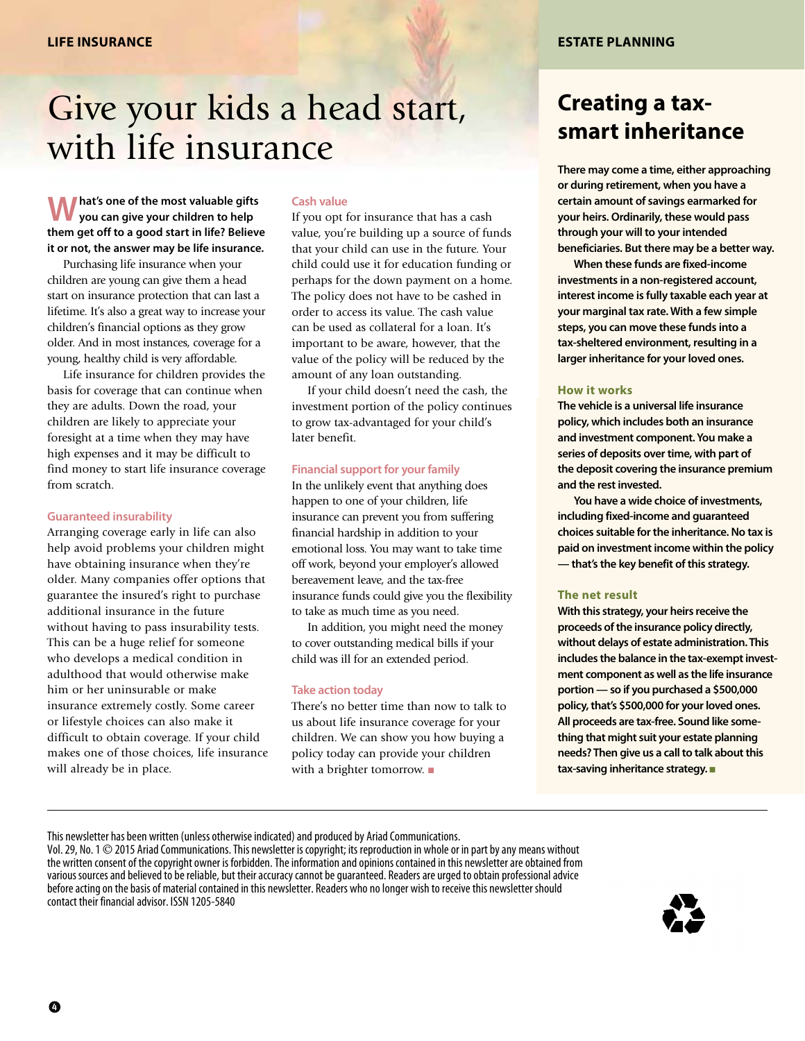LIFE INSURANCE

# Give your kids a head start, with life insurance

**What's one of the most valuable gifts you can give your children to help them get off to a good start in life? Believe it or not, the answer may be life insurance.**

Purchasing life insurance when your children are young can give them a head start on insurance protection that can last a lifetime. It's also a great way to increase your children's financial options as they grow older. And in most instances, coverage for a young, healthy child is very affordable.

Life insurance for children provides the basis for coverage that can continue when they are adults. Down the road, your children are likely to appreciate your foresight at a time when they may have high expenses and it may be difficult to find money to start life insurance coverage from scratch.

### Guaranteed insurability

Arranging coverage early in life can also help avoid problems your children might have obtaining insurance when they're older. Many companies offer options that guarantee the insured's right to purchase additional insurance in the future without having to pass insurability tests. This can be a huge relief for someone who develops a medical condition in adulthood that would otherwise make him or her uninsurable or make insurance extremely costly. Some career or lifestyle choices can also make it difficult to obtain coverage. If your child makes one of those choices, life insurance will already be in place.

### Cash value

If you opt for insurance that has a cash value, you're building up a source of funds that your child can use in the future. Your child could use it for education funding or perhaps for the down payment on a home. The policy does not have to be cashed in order to access its value. The cash value can be used as collateral for a loan. It's important to be aware, however, that the value of the policy will be reduced by the amount of any loan outstanding.

If your child doesn't need the cash, the investment portion of the policy continues to grow tax-advantaged for your child's later benefit.

### Financial support for your family

In the unlikely event that anything does happen to one of your children, life insurance can prevent you from suffering financial hardship in addition to your emotional loss. You may want to take time off work, beyond your employer's allowed bereavement leave, and the tax-free insurance funds could give you the flexibility to take as much time as you need.

In addition, you might need the money to cover outstanding medical bills if your child was ill for an extended period.

### Take action today

There's no better time than now to talk to us about life insurance coverage for your children. We can show you how buying a policy today can provide your children with a brighter tomorrow. ■

ESTATE PLANNING

# Creating a tax-smart inheritance

**There may come a time, either approaching or during retirement, when you have a certain amount of savings earmarked for your heirs. Ordinarily, these would pass through your will to your intended beneficiaries. But there may be a better way.**

**When these funds are fixed-income investments in a non-registered account, interest income is fully taxable each year at your marginal tax rate. With a few simple steps, you can move these funds into a tax-sheltered environment, resulting in a larger inheritance for your loved ones.**

### How it works

**The vehicle is a universal life insurance policy, which includes both an insurance and investment component. You make a series of deposits over time, with part of the deposit covering the insurance premium and the rest invested.**

**You have a wide choice of investments, including fixed-income and guaranteed choices suitable for the inheritance. No tax is paid on investment income within the policy — that's the key benefit of this strategy.**

### The net result

**With this strategy, your heirs receive the proceeds of the insurance policy directly, without delays of estate administration. This includes the balance in the tax-exempt investment component as well as the life insurance portion — so if you purchased a $500,000 policy, that's $500,000 for your loved ones. All proceeds are tax-free. Sound like something that might suit your estate planning needs? Then give us a call to talk about this tax-saving inheritance strategy.** ■

---

This newsletter has been written (unless otherwise indicated) and produced by Ariad Communications.
Vol. 29, No. 1 © 2015 Ariad Communications. This newsletter is copyright; its reproduction in whole or in part by any means without the written consent of the copyright owner is forbidden. The information and opinions contained in this newsletter are obtained from various sources and believed to be reliable, but their accuracy cannot be guaranteed. Readers are urged to obtain professional advice before acting on the basis of material contained in this newsletter. Readers who no longer wish to receive this newsletter should contact their financial advisor. ISSN 1205-5840